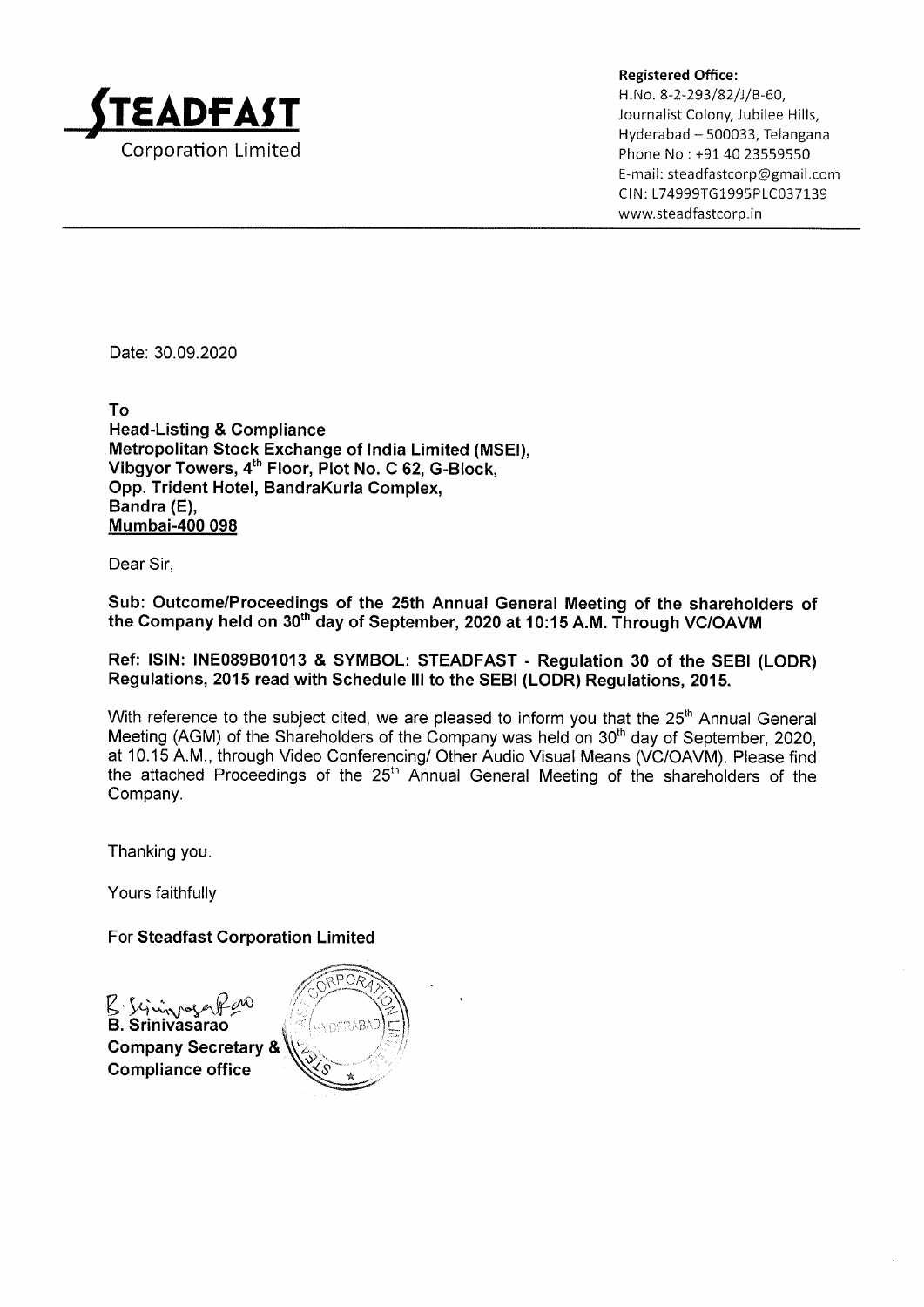**STEADFAST**
Corporation Limited

**Registered Office:**
H.No. 8-2-293/82/J/B-60,
Journalist Colony, Jubilee Hills,
Hyderabad – 500033, Telangana
Phone No : +91 40 23559550
E-mail: steadfastcorp@gmail.com
CIN: L74999TG1995PLC037139
www.steadfastcorp.in

---

Date: 30.09.2020

**To**
**Head-Listing & Compliance**
**Metropolitan Stock Exchange of India Limited (MSEI),**
**Vibgyor Towers, 4th Floor, Plot No. C 62, G-Block,**
**Opp. Trident Hotel, BandraKurla Complex,**
**Bandra (E),**
**Mumbai-400 098**

Dear Sir,

**Sub: Outcome/Proceedings of the 25th Annual General Meeting of the shareholders of the Company held on 30th day of September, 2020 at 10:15 A.M. Through VC/OAVM**

**Ref: ISIN: INE089B01013 & SYMBOL: STEADFAST - Regulation 30 of the SEBI (LODR) Regulations, 2015 read with Schedule III to the SEBI (LODR) Regulations, 2015.**

With reference to the subject cited, we are pleased to inform you that the 25th Annual General Meeting (AGM) of the Shareholders of the Company was held on 30th day of September, 2020, at 10.15 A.M., through Video Conferencing/ Other Audio Visual Means (VC/OAVM). Please find the attached Proceedings of the 25th Annual General Meeting of the shareholders of the Company.

Thanking you.

Yours faithfully

For **Steadfast Corporation Limited**

**B. Srinivasarao**
**Company Secretary &**
**Compliance office**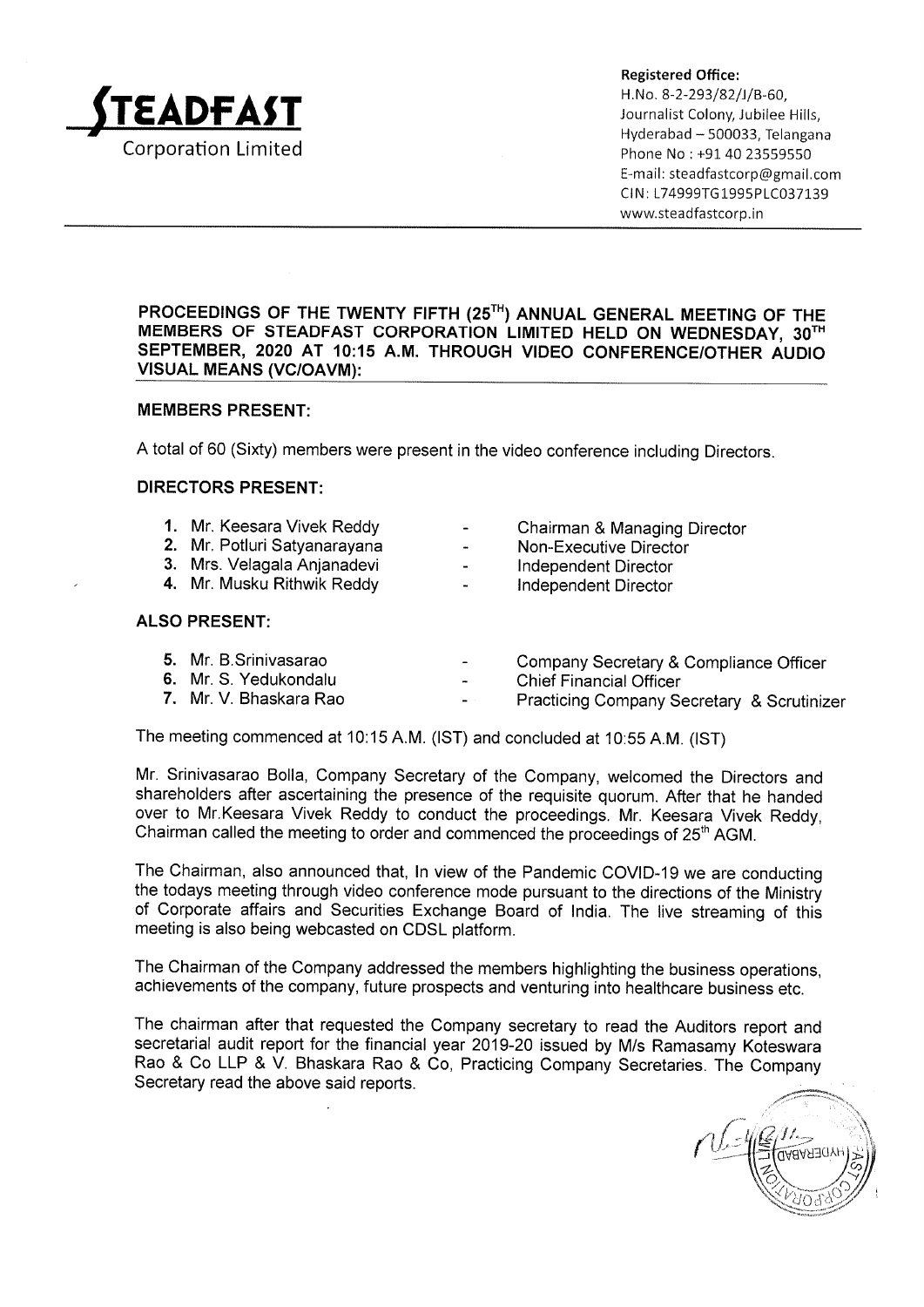**STEADFAST**
Corporation Limited

**Registered Office:**
H.No. 8-2-293/82/J/B-60,
Journalist Colony, Jubilee Hills,
Hyderabad – 500033, Telangana
Phone No : +91 40 23559550
E-mail: steadfastcorp@gmail.com
CIN: L74999TG1995PLC037139
www.steadfastcorp.in

**PROCEEDINGS OF THE TWENTY FIFTH (25[TH]) ANNUAL GENERAL MEETING OF THE MEMBERS OF STEADFAST CORPORATION LIMITED HELD ON WEDNESDAY, 30[TH] SEPTEMBER, 2020 AT 10:15 A.M. THROUGH VIDEO CONFERENCE/OTHER AUDIO VISUAL MEANS (VC/OAVM):**

**MEMBERS PRESENT:**

A total of 60 (Sixty) members were present in the video conference including Directors.

**DIRECTORS PRESENT:**

1. Mr. Keesara Vivek Reddy - Chairman & Managing Director
2. Mr. Potluri Satyanarayana - Non-Executive Director
3. Mrs. Velagala Anjanadevi - Independent Director
4. Mr. Musku Rithwik Reddy - Independent Director

**ALSO PRESENT:**

5. Mr. B.Srinivasarao - Company Secretary & Compliance Officer
6. Mr. S. Yedukondalu - Chief Financial Officer
7. Mr. V. Bhaskara Rao - Practicing Company Secretary & Scrutinizer

The meeting commenced at 10:15 A.M. (IST) and concluded at 10:55 A.M. (IST)

Mr. Srinivasarao Bolla, Company Secretary of the Company, welcomed the Directors and shareholders after ascertaining the presence of the requisite quorum. After that he handed over to Mr.Keesara Vivek Reddy to conduct the proceedings. Mr. Keesara Vivek Reddy, Chairman called the meeting to order and commenced the proceedings of 25[th] AGM.

The Chairman, also announced that, In view of the Pandemic COVID-19 we are conducting the todays meeting through video conference mode pursuant to the directions of the Ministry of Corporate affairs and Securities Exchange Board of India. The live streaming of this meeting is also being webcasted on CDSL platform.

The Chairman of the Company addressed the members highlighting the business operations, achievements of the company, future prospects and venturing into healthcare business etc.

The chairman after that requested the Company secretary to read the Auditors report and secretarial audit report for the financial year 2019-20 issued by M/s Ramasamy Koteswara Rao & Co LLP & V. Bhaskara Rao & Co, Practicing Company Secretaries. The Company Secretary read the above said reports.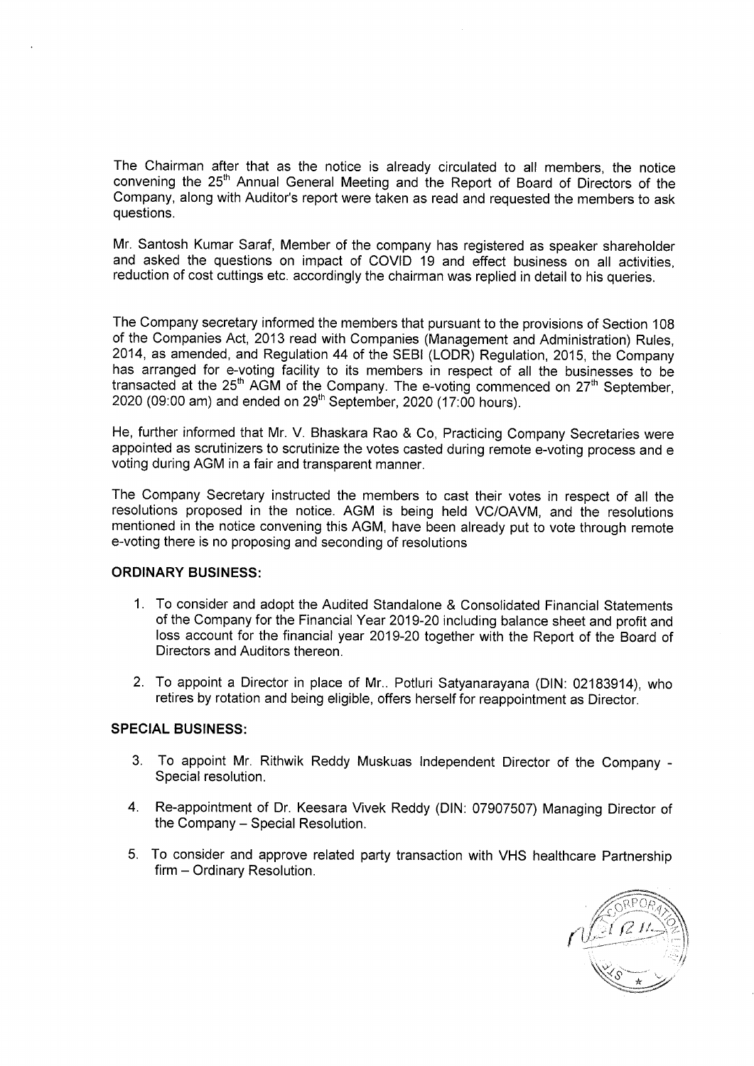The Chairman after that as the notice is already circulated to all members, the notice convening the 25th Annual General Meeting and the Report of Board of Directors of the Company, along with Auditor's report were taken as read and requested the members to ask questions.

Mr. Santosh Kumar Saraf, Member of the company has registered as speaker shareholder and asked the questions on impact of COVID 19 and effect business on all activities, reduction of cost cuttings etc. accordingly the chairman was replied in detail to his queries.

The Company secretary informed the members that pursuant to the provisions of Section 108 of the Companies Act, 2013 read with Companies (Management and Administration) Rules, 2014, as amended, and Regulation 44 of the SEBI (LODR) Regulation, 2015, the Company has arranged for e-voting facility to its members in respect of all the businesses to be transacted at the 25th AGM of the Company. The e-voting commenced on 27th September, 2020 (09:00 am) and ended on 29th September, 2020 (17:00 hours).

He, further informed that Mr. V. Bhaskara Rao & Co, Practicing Company Secretaries were appointed as scrutinizers to scrutinize the votes casted during remote e-voting process and e voting during AGM in a fair and transparent manner.

The Company Secretary instructed the members to cast their votes in respect of all the resolutions proposed in the notice. AGM is being held VC/OAVM, and the resolutions mentioned in the notice convening this AGM, have been already put to vote through remote e-voting there is no proposing and seconding of resolutions

**ORDINARY BUSINESS:**

1. To consider and adopt the Audited Standalone & Consolidated Financial Statements of the Company for the Financial Year 2019-20 including balance sheet and profit and loss account for the financial year 2019-20 together with the Report of the Board of Directors and Auditors thereon.

2. To appoint a Director in place of Mr.. Potluri Satyanarayana (DIN: 02183914), who retires by rotation and being eligible, offers herself for reappointment as Director.

**SPECIAL BUSINESS:**

3. To appoint Mr. Rithwik Reddy Muskuas Independent Director of the Company - Special resolution.

4. Re-appointment of Dr. Keesara Vivek Reddy (DIN: 07907507) Managing Director of the Company – Special Resolution.

5. To consider and approve related party transaction with VHS healthcare Partnership firm – Ordinary Resolution.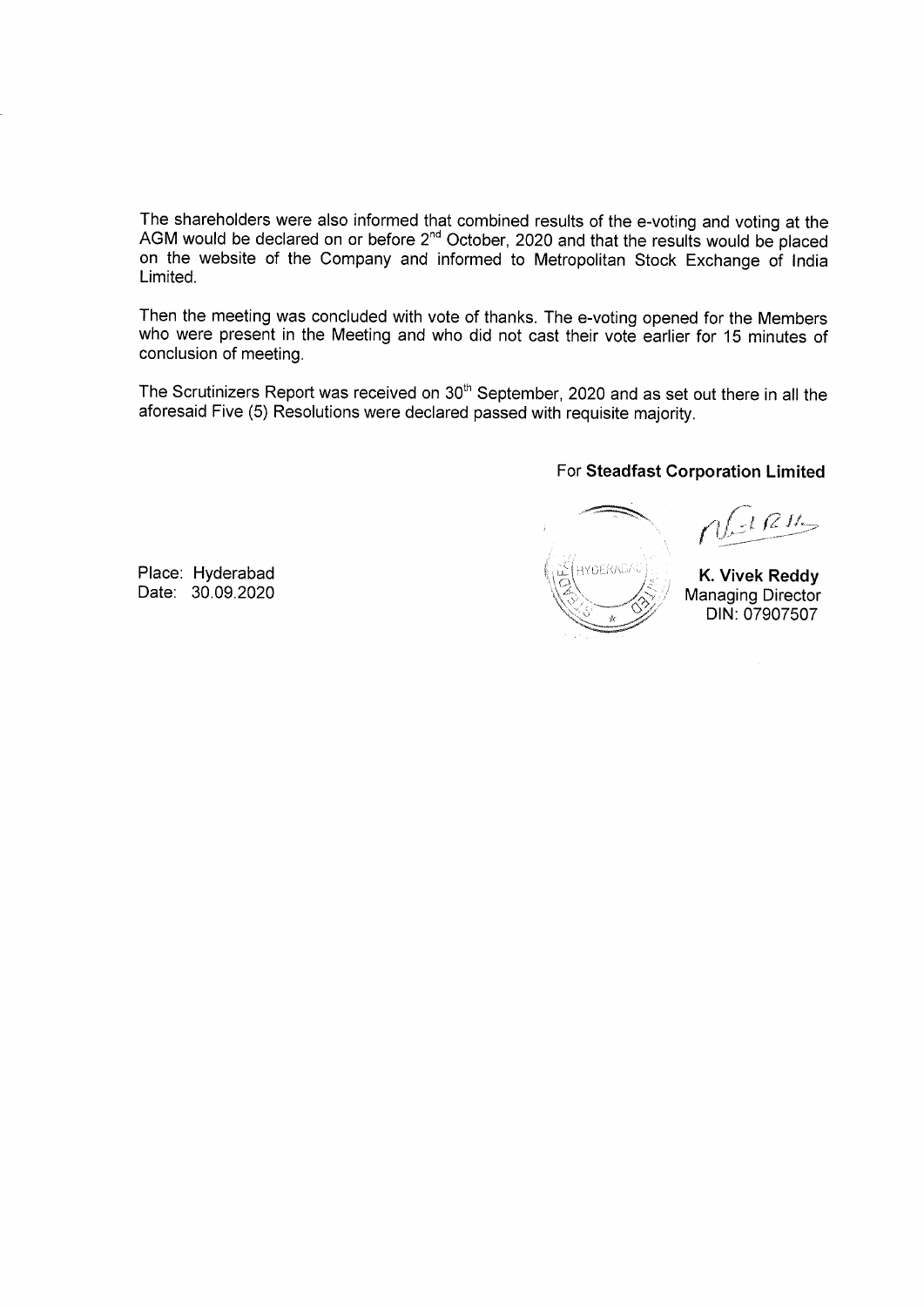The shareholders were also informed that combined results of the e-voting and voting at the AGM would be declared on or before 2nd October, 2020 and that the results would be placed on the website of the Company and informed to Metropolitan Stock Exchange of India Limited.

Then the meeting was concluded with vote of thanks. The e-voting opened for the Members who were present in the Meeting and who did not cast their vote earlier for 15 minutes of conclusion of meeting.

The Scrutinizers Report was received on 30th September, 2020 and as set out there in all the aforesaid Five (5) Resolutions were declared passed with requisite majority.

For **Steadfast Corporation Limited**

**K. Vivek Reddy**
Managing Director
DIN: 07907507

Place: Hyderabad
Date: 30.09.2020